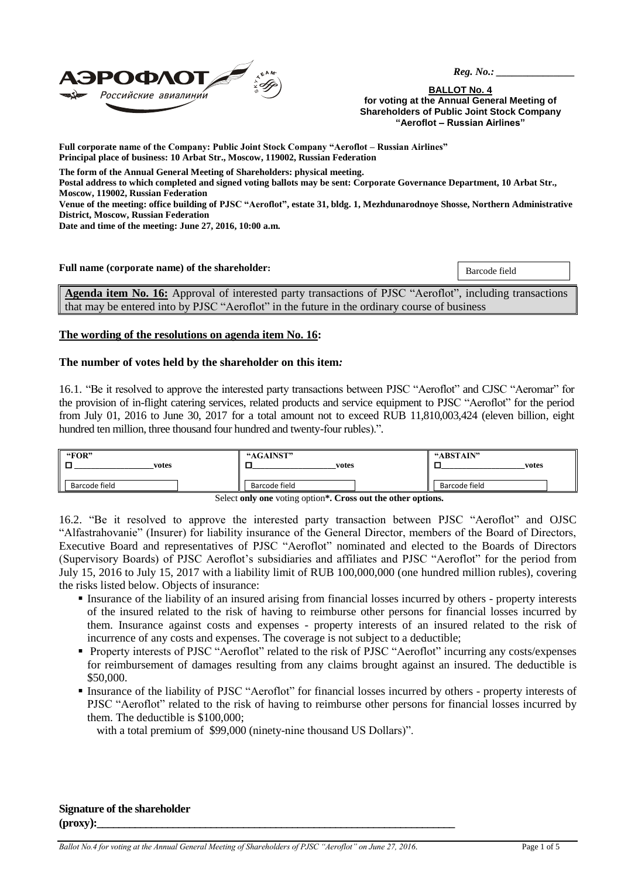*Reg. No.: _______________*

**BALLOT No. 4**
**for voting at the Annual General Meeting of Shareholders of Public Joint Stock Company "Aeroflot – Russian Airlines"**

**Full corporate name of the Company: Public Joint Stock Company "Aeroflot – Russian Airlines"**
**Principal place of business: 10 Arbat Str., Moscow, 119002, Russian Federation**

**The form of the Annual General Meeting of Shareholders: physical meeting.**
**Postal address to which completed and signed voting ballots may be sent: Corporate Governance Department, 10 Arbat Str., Moscow, 119002, Russian Federation**
**Venue of the meeting: office building of PJSC "Aeroflot", estate 31, bldg. 1, Mezhdunarodnoye Shosse, Northern Administrative District, Moscow, Russian Federation**
**Date and time of the meeting: June 27, 2016, 10:00 a.m.**

**Full name (corporate name) of the shareholder:**

Barcode field

**Agenda item No. 16:** Approval of interested party transactions of PJSC "Aeroflot", including transactions that may be entered into by PJSC "Aeroflot" in the future in the ordinary course of business

**The wording of the resolutions on agenda item No. 16:**

**The number of votes held by the shareholder on this item*:***

16.1. "Be it resolved to approve the interested party transactions between PJSC "Aeroflot" and CJSC "Aeromar" for the provision of in-flight catering services, related products and service equipment to PJSC "Aeroflot" for the period from July 01, 2016 to June 30, 2017 for a total amount not to exceed RUB 11,810,003,424 (eleven billion, eight hundred ten million, three thousand four hundred and twenty-four rubles).".

| "FOR" | "AGAINST" | "ABSTAIN" |
|---|---|---|
| ☐ __________________ votes | ☐ __________________ votes | ☐ __________________ votes |
| Barcode field | Barcode field | Barcode field |

Select **only one** voting option**\*. Cross out the other options.**

16.2. "Be it resolved to approve the interested party transaction between PJSC "Aeroflot" and OJSC "Alfastrahovanie" (Insurer) for liability insurance of the General Director, members of the Board of Directors, Executive Board and representatives of PJSC "Aeroflot" nominated and elected to the Boards of Directors (Supervisory Boards) of PJSC Aeroflot's subsidiaries and affiliates and PJSC "Aeroflot" for the period from July 15, 2016 to July 15, 2017 with a liability limit of RUB 100,000,000 (one hundred million rubles), covering the risks listed below. Objects of insurance:

- Insurance of the liability of an insured arising from financial losses incurred by others - property interests of the insured related to the risk of having to reimburse other persons for financial losses incurred by them. Insurance against costs and expenses - property interests of an insured related to the risk of incurrence of any costs and expenses. The coverage is not subject to a deductible;
- Property interests of PJSC "Aeroflot" related to the risk of PJSC "Aeroflot" incurring any costs/expenses for reimbursement of damages resulting from any claims brought against an insured. The deductible is \$50,000.
- Insurance of the liability of PJSC "Aeroflot" for financial losses incurred by others - property interests of PJSC "Aeroflot" related to the risk of having to reimburse other persons for financial losses incurred by them. The deductible is \$100,000;

with a total premium of \$99,000 (ninety-nine thousand US Dollars)".

**Signature of the shareholder (proxy):**_______________________________________________________________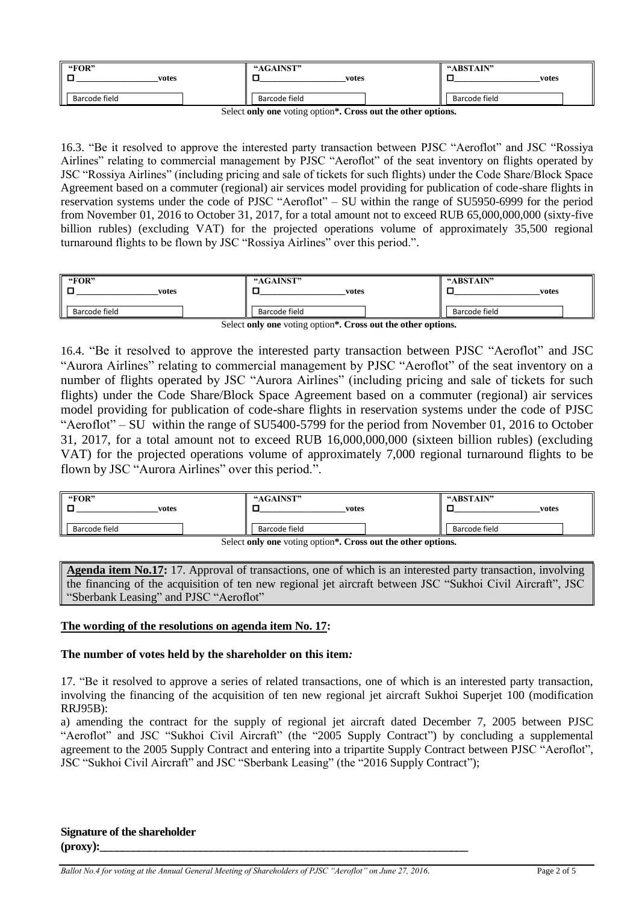| "FOR" | "AGAINST" | "ABSTAIN" |
|---|---|---|
| ☐ __________ votes | ☐ __________ votes | ☐ __________ votes |
| Barcode field | Barcode field | Barcode field |

Select **only one** voting option**\*. Cross out the other options.**

16.3. "Be it resolved to approve the interested party transaction between PJSC "Aeroflot" and JSC "Rossiya Airlines" relating to commercial management by PJSC "Aeroflot" of the seat inventory on flights operated by JSC "Rossiya Airlines" (including pricing and sale of tickets for such flights) under the Code Share/Block Space Agreement based on a commuter (regional) air services model providing for publication of code-share flights in reservation systems under the code of PJSC "Aeroflot" – SU within the range of SU5950-6999 for the period from November 01, 2016 to October 31, 2017, for a total amount not to exceed RUB 65,000,000,000 (sixty-five billion rubles) (excluding VAT) for the projected operations volume of approximately 35,500 regional turnaround flights to be flown by JSC "Rossiya Airlines" over this period.".

| "FOR" | "AGAINST" | "ABSTAIN" |
|---|---|---|
| ☐ __________ votes | ☐ __________ votes | ☐ __________ votes |
| Barcode field | Barcode field | Barcode field |

Select **only one** voting option**\*. Cross out the other options.**

16.4. "Be it resolved to approve the interested party transaction between PJSC "Aeroflot" and JSC "Aurora Airlines" relating to commercial management by PJSC "Aeroflot" of the seat inventory on a number of flights operated by JSC "Aurora Airlines" (including pricing and sale of tickets for such flights) under the Code Share/Block Space Agreement based on a commuter (regional) air services model providing for publication of code-share flights in reservation systems under the code of PJSC "Aeroflot" – SU within the range of SU5400-5799 for the period from November 01, 2016 to October 31, 2017, for a total amount not to exceed RUB 16,000,000,000 (sixteen billion rubles) (excluding VAT) for the projected operations volume of approximately 7,000 regional turnaround flights to be flown by JSC "Aurora Airlines" over this period.".

| "FOR" | "AGAINST" | "ABSTAIN" |
|---|---|---|
| ☐ __________ votes | ☐ __________ votes | ☐ __________ votes |
| Barcode field | Barcode field | Barcode field |

Select **only one** voting option**\*. Cross out the other options.**

**Agenda item No.17:** 17. Approval of transactions, one of which is an interested party transaction, involving the financing of the acquisition of ten new regional jet aircraft between JSC "Sukhoi Civil Aircraft", JSC "Sberbank Leasing" and PJSC "Aeroflot"

**The wording of the resolutions on agenda item No. 17:**

**The number of votes held by the shareholder on this item*:***

17. "Be it resolved to approve a series of related transactions, one of which is an interested party transaction, involving the financing of the acquisition of ten new regional jet aircraft Sukhoi Superjet 100 (modification RRJ95B):

a) amending the contract for the supply of regional jet aircraft dated December 7, 2005 between PJSC "Aeroflot" and JSC "Sukhoi Civil Aircraft" (the "2005 Supply Contract") by concluding a supplemental agreement to the 2005 Supply Contract and entering into a tripartite Supply Contract between PJSC "Aeroflot", JSC "Sukhoi Civil Aircraft" and JSC "Sberbank Leasing" (the "2016 Supply Contract");

**Signature of the shareholder (proxy):**________________________________________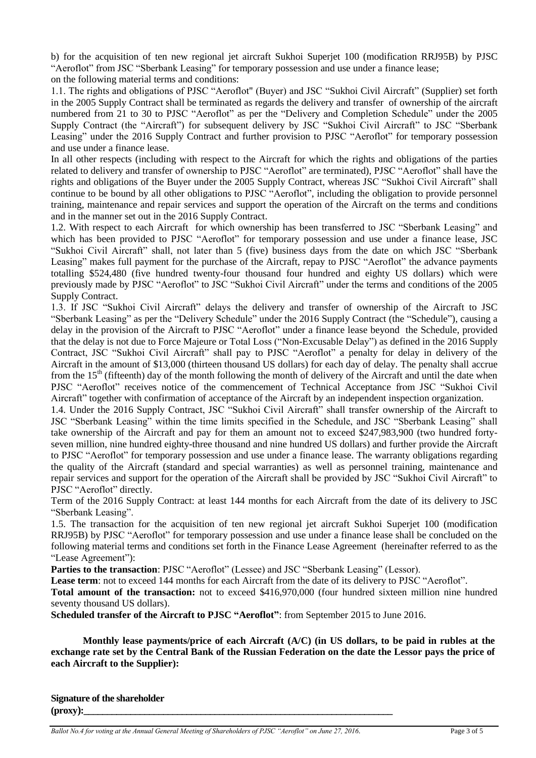b) for the acquisition of ten new regional jet aircraft Sukhoi Superjet 100 (modification RRJ95B) by PJSC "Aeroflot" from JSC "Sberbank Leasing" for temporary possession and use under a finance lease;

on the following material terms and conditions:

1.1. The rights and obligations of PJSC "Aeroflot" (Buyer) and JSC "Sukhoi Civil Aircraft" (Supplier) set forth in the 2005 Supply Contract shall be terminated as regards the delivery and transfer of ownership of the aircraft numbered from 21 to 30 to PJSC "Aeroflot" as per the "Delivery and Completion Schedule" under the 2005 Supply Contract (the "Aircraft") for subsequent delivery by JSC "Sukhoi Civil Aircraft" to JSC "Sberbank Leasing" under the 2016 Supply Contract and further provision to PJSC "Aeroflot" for temporary possession and use under a finance lease.

In all other respects (including with respect to the Aircraft for which the rights and obligations of the parties related to delivery and transfer of ownership to PJSC "Aeroflot" are terminated), PJSC "Aeroflot" shall have the rights and obligations of the Buyer under the 2005 Supply Contract, whereas JSC "Sukhoi Civil Aircraft" shall continue to be bound by all other obligations to PJSC "Aeroflot", including the obligation to provide personnel training, maintenance and repair services and support the operation of the Aircraft on the terms and conditions and in the manner set out in the 2016 Supply Contract.

1.2. With respect to each Aircraft for which ownership has been transferred to JSC "Sberbank Leasing" and which has been provided to PJSC "Aeroflot" for temporary possession and use under a finance lease, JSC "Sukhoi Civil Aircraft" shall, not later than 5 (five) business days from the date on which JSC "Sberbank Leasing" makes full payment for the purchase of the Aircraft, repay to PJSC "Aeroflot" the advance payments totalling $524,480 (five hundred twenty-four thousand four hundred and eighty US dollars) which were previously made by PJSC "Aeroflot" to JSC "Sukhoi Civil Aircraft" under the terms and conditions of the 2005 Supply Contract.

1.3. If JSC "Sukhoi Civil Aircraft" delays the delivery and transfer of ownership of the Aircraft to JSC "Sberbank Leasing" as per the "Delivery Schedule" under the 2016 Supply Contract (the "Schedule"), causing a delay in the provision of the Aircraft to PJSC "Aeroflot" under a finance lease beyond the Schedule, provided that the delay is not due to Force Majeure or Total Loss ("Non-Excusable Delay") as defined in the 2016 Supply Contract, JSC "Sukhoi Civil Aircraft" shall pay to PJSC "Aeroflot" a penalty for delay in delivery of the Aircraft in the amount of $13,000 (thirteen thousand US dollars) for each day of delay. The penalty shall accrue from the 15th (fifteenth) day of the month following the month of delivery of the Aircraft and until the date when PJSC "Aeroflot" receives notice of the commencement of Technical Acceptance from JSC "Sukhoi Civil Aircraft" together with confirmation of acceptance of the Aircraft by an independent inspection organization.

1.4. Under the 2016 Supply Contract, JSC "Sukhoi Civil Aircraft" shall transfer ownership of the Aircraft to JSC "Sberbank Leasing" within the time limits specified in the Schedule, and JSC "Sberbank Leasing" shall take ownership of the Aircraft and pay for them an amount not to exceed $247,983,900 (two hundred forty-seven million, nine hundred eighty-three thousand and nine hundred US dollars) and further provide the Aircraft to PJSC "Aeroflot" for temporary possession and use under a finance lease. The warranty obligations regarding the quality of the Aircraft (standard and special warranties) as well as personnel training, maintenance and repair services and support for the operation of the Aircraft shall be provided by JSC "Sukhoi Civil Aircraft" to PJSC "Aeroflot" directly.

Term of the 2016 Supply Contract: at least 144 months for each Aircraft from the date of its delivery to JSC "Sberbank Leasing".

1.5. The transaction for the acquisition of ten new regional jet aircraft Sukhoi Superjet 100 (modification RRJ95B) by PJSC "Aeroflot" for temporary possession and use under a finance lease shall be concluded on the following material terms and conditions set forth in the Finance Lease Agreement (hereinafter referred to as the "Lease Agreement"):

**Parties to the transaction**: PJSC "Aeroflot" (Lessee) and JSC "Sberbank Leasing" (Lessor).

**Lease term**: not to exceed 144 months for each Aircraft from the date of its delivery to PJSC "Aeroflot".

**Total amount of the transaction:** not to exceed $416,970,000 (four hundred sixteen million nine hundred seventy thousand US dollars).

**Scheduled transfer of the Aircraft to PJSC "Aeroflot"**: from September 2015 to June 2016.

**Monthly lease payments/price of each Aircraft (A/C) (in US dollars, to be paid in rubles at the exchange rate set by the Central Bank of the Russian Federation on the date the Lessor pays the price of each Aircraft to the Supplier):**

**Signature of the shareholder (proxy):**\_\_\_\_\_\_\_\_\_\_\_\_\_\_\_\_\_\_\_\_\_\_\_\_\_\_\_\_\_\_\_\_\_\_\_\_\_\_\_\_\_\_\_\_\_\_\_\_\_\_\_\_\_\_

*Ballot No.4 for voting at the Annual General Meeting of Shareholders of PJSC "Aeroflot" on June 27, 2016.*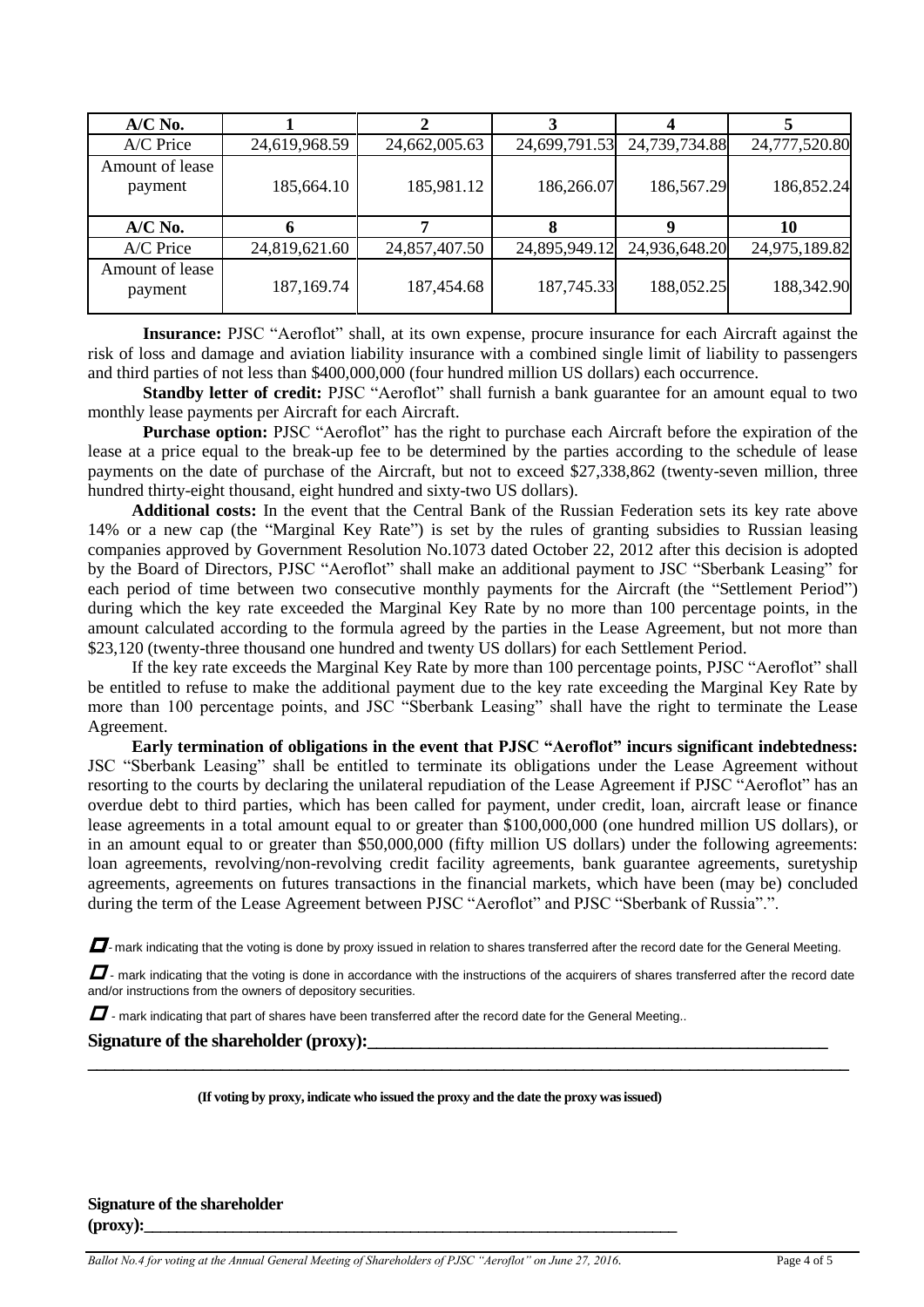| A/C No. | 1 | 2 | 3 | 4 | 5 |
|---|---|---|---|---|---|
| A/C Price | 24,619,968.59 | 24,662,005.63 | 24,699,791.53 | 24,739,734.88 | 24,777,520.80 |
| Amount of lease payment | 185,664.10 | 185,981.12 | 186,266.07 | 186,567.29 | 186,852.24 |
| **A/C No.** | **6** | **7** | **8** | **9** | **10** |
| A/C Price | 24,819,621.60 | 24,857,407.50 | 24,895,949.12 | 24,936,648.20 | 24,975,189.82 |
| Amount of lease payment | 187,169.74 | 187,454.68 | 187,745.33 | 188,052.25 | 188,342.90 |

**Insurance:** PJSC "Aeroflot" shall, at its own expense, procure insurance for each Aircraft against the risk of loss and damage and aviation liability insurance with a combined single limit of liability to passengers and third parties of not less than $400,000,000 (four hundred million US dollars) each occurrence.

**Standby letter of credit:** PJSC "Aeroflot" shall furnish a bank guarantee for an amount equal to two monthly lease payments per Aircraft for each Aircraft.

**Purchase option:** PJSC "Aeroflot" has the right to purchase each Aircraft before the expiration of the lease at a price equal to the break-up fee to be determined by the parties according to the schedule of lease payments on the date of purchase of the Aircraft, but not to exceed $27,338,862 (twenty-seven million, three hundred thirty-eight thousand, eight hundred and sixty-two US dollars).

**Additional costs:** In the event that the Central Bank of the Russian Federation sets its key rate above 14% or a new cap (the "Marginal Key Rate") is set by the rules of granting subsidies to Russian leasing companies approved by Government Resolution No.1073 dated October 22, 2012 after this decision is adopted by the Board of Directors, PJSC "Aeroflot" shall make an additional payment to JSC "Sberbank Leasing" for each period of time between two consecutive monthly payments for the Aircraft (the "Settlement Period") during which the key rate exceeded the Marginal Key Rate by no more than 100 percentage points, in the amount calculated according to the formula agreed by the parties in the Lease Agreement, but not more than $23,120 (twenty-three thousand one hundred and twenty US dollars) for each Settlement Period.

If the key rate exceeds the Marginal Key Rate by more than 100 percentage points, PJSC "Aeroflot" shall be entitled to refuse to make the additional payment due to the key rate exceeding the Marginal Key Rate by more than 100 percentage points, and JSC "Sberbank Leasing" shall have the right to terminate the Lease Agreement.

**Early termination of obligations in the event that PJSC "Aeroflot" incurs significant indebtedness:** JSC "Sberbank Leasing" shall be entitled to terminate its obligations under the Lease Agreement without resorting to the courts by declaring the unilateral repudiation of the Lease Agreement if PJSC "Aeroflot" has an overdue debt to third parties, which has been called for payment, under credit, loan, aircraft lease or finance lease agreements in a total amount equal to or greater than $100,000,000 (one hundred million US dollars), or in an amount equal to or greater than $50,000,000 (fifty million US dollars) under the following agreements: loan agreements, revolving/non-revolving credit facility agreements, bank guarantee agreements, suretyship agreements, agreements on futures transactions in the financial markets, which have been (may be) concluded during the term of the Lease Agreement between PJSC "Aeroflot" and PJSC "Sberbank of Russia".".

☐ - mark indicating that the voting is done by proxy issued in relation to shares transferred after the record date for the General Meeting.

☐ - mark indicating that the voting is done in accordance with the instructions of the acquirers of shares transferred after the record date and/or instructions from the owners of depository securities.

☐ - mark indicating that part of shares have been transferred after the record date for the General Meeting..

**Signature of the shareholder (proxy):**_______________________________________________

_______________________________________________________________________________

**(If voting by proxy, indicate who issued the proxy and the date the proxy was issued)**

**Signature of the shareholder (proxy):**_______________________________________________

*Ballot No.4 for voting at the Annual General Meeting of Shareholders of PJSC "Aeroflot" on June 27, 2016.*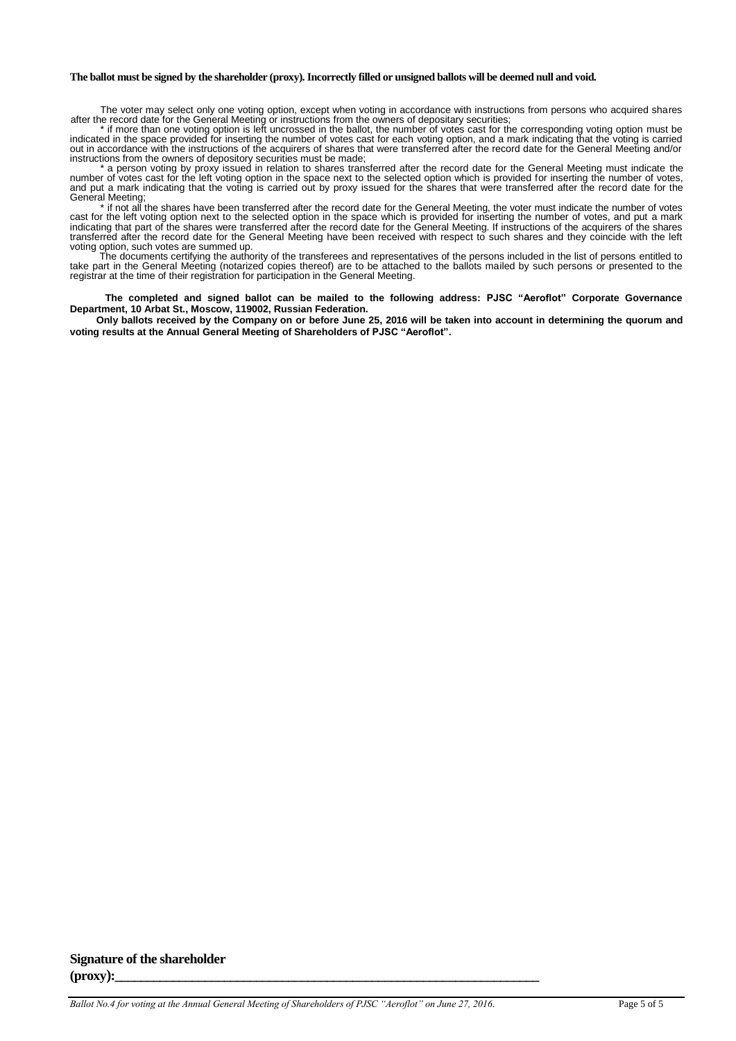**The ballot must be signed by the shareholder (proxy). Incorrectly filled or unsigned ballots will be deemed null and void.**

The voter may select only one voting option, except when voting in accordance with instructions from persons who acquired shares after the record date for the General Meeting or instructions from the owners of depositary securities;

* if more than one voting option is left uncrossed in the ballot, the number of votes cast for the corresponding voting option must be indicated in the space provided for inserting the number of votes cast for each voting option, and a mark indicating that the voting is carried out in accordance with the instructions of the acquirers of shares that were transferred after the record date for the General Meeting and/or instructions from the owners of depository securities must be made;

* a person voting by proxy issued in relation to shares transferred after the record date for the General Meeting must indicate the number of votes cast for the left voting option in the space next to the selected option which is provided for inserting the number of votes, and put a mark indicating that the voting is carried out by proxy issued for the shares that were transferred after the record date for the General Meeting;

* if not all the shares have been transferred after the record date for the General Meeting, the voter must indicate the number of votes cast for the left voting option next to the selected option in the space which is provided for inserting the number of votes, and put a mark indicating that part of the shares were transferred after the record date for the General Meeting. If instructions of the acquirers of the shares transferred after the record date for the General Meeting have been received with respect to such shares and they coincide with the left voting option, such votes are summed up.

The documents certifying the authority of the transferees and representatives of the persons included in the list of persons entitled to take part in the General Meeting (notarized copies thereof) are to be attached to the ballots mailed by such persons or presented to the registrar at the time of their registration for participation in the General Meeting.

**The completed and signed ballot can be mailed to the following address: PJSC "Aeroflot" Corporate Governance Department, 10 Arbat St., Moscow, 119002, Russian Federation.**

**Only ballots received by the Company on or before June 25, 2016 will be taken into account in determining the quorum and voting results at the Annual General Meeting of Shareholders of PJSC "Aeroflot".**

**Signature of the shareholder (proxy):**______________________________________________